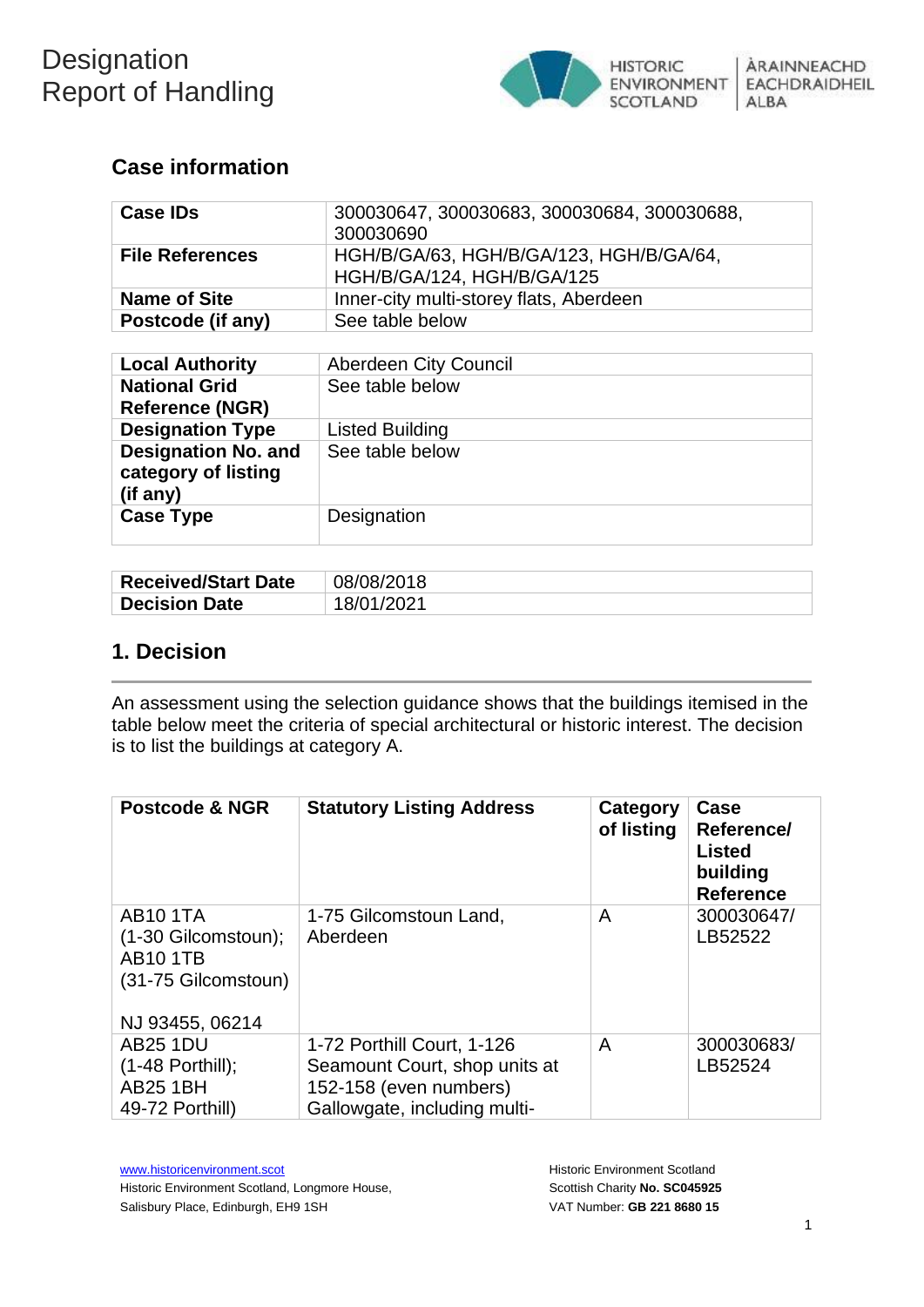# Designation Report of Handling

## Case information

| Case IDs | 300030647, 300030683, 300030684, 300030688, 300030690 |
|---|---|
| File References | HGH/B/GA/63, HGH/B/GA/123, HGH/B/GA/64, HGH/B/GA/124, HGH/B/GA/125 |
| Name of Site | Inner-city multi-storey flats, Aberdeen |
| Postcode (if any) | See table below |

| Local Authority | Aberdeen City Council |
|---|---|
| National Grid Reference (NGR) | See table below |
| Designation Type | Listed Building |
| Designation No. and category of listing (if any) | See table below |
| Case Type | Designation |

| Received/Start Date | 08/08/2018 |
|---|---|
| Decision Date | 18/01/2021 |

## 1. Decision

An assessment using the selection guidance shows that the buildings itemised in the table below meet the criteria of special architectural or historic interest. The decision is to list the buildings at category A.

| Postcode & NGR | Statutory Listing Address | Category of listing | Case Reference/ Listed building Reference |
|---|---|---|---|
| AB10 1TA (1-30 Gilcomstoun); AB10 1TB (31-75 Gilcomstoun)<br><br>NJ 93455, 06214 | 1-75 Gilcomstoun Land, Aberdeen | A | 300030647/ LB52522 |
| AB25 1DU (1-48 Porthill); AB25 1BH 49-72 Porthill) | 1-72 Porthill Court, 1-126 Seamount Court, shop units at 152-158 (even numbers) Gallowgate, including multi- | A | 300030683/ LB52524 |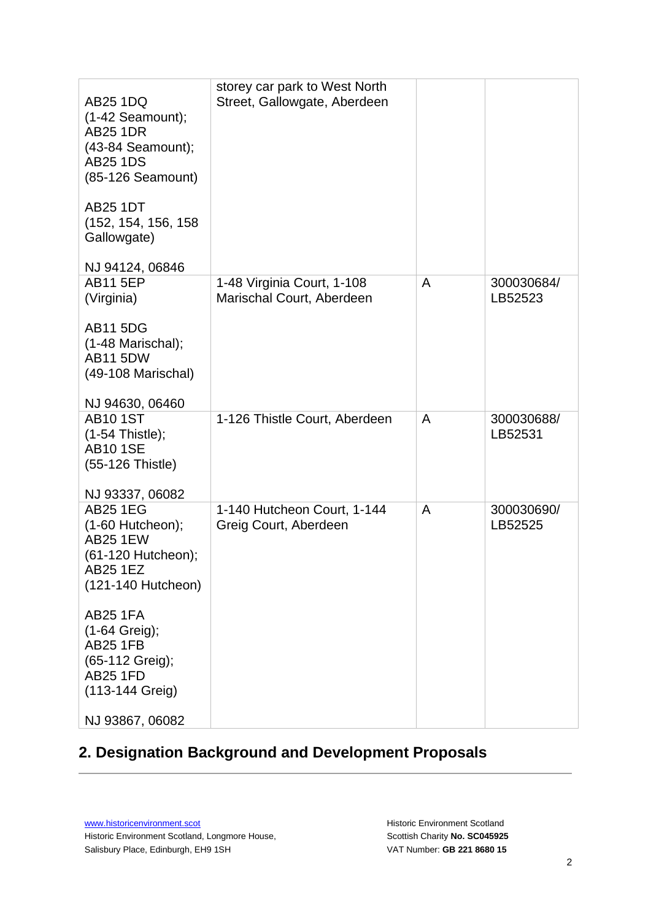| | | | |
|---|---|---|---|
| AB25 1DQ (1-42 Seamount); AB25 1DR (43-84 Seamount); AB25 1DS (85-126 Seamount)<br><br>AB25 1DT (152, 154, 156, 158 Gallowgate)<br><br>NJ 94124, 06846 | storey car park to West North Street, Gallowgate, Aberdeen | | |
| AB11 5EP (Virginia)<br><br>AB11 5DG (1-48 Marischal); AB11 5DW (49-108 Marischal)<br><br>NJ 94630, 06460 | 1-48 Virginia Court, 1-108 Marischal Court, Aberdeen | A | 300030684/ LB52523 |
| AB10 1ST (1-54 Thistle); AB10 1SE (55-126 Thistle)<br><br>NJ 93337, 06082 | 1-126 Thistle Court, Aberdeen | A | 300030688/ LB52531 |
| AB25 1EG (1-60 Hutcheon); AB25 1EW (61-120 Hutcheon); AB25 1EZ (121-140 Hutcheon)<br><br>AB25 1FA (1-64 Greig); AB25 1FB (65-112 Greig); AB25 1FD (113-144 Greig)<br><br>NJ 93867, 06082 | 1-140 Hutcheon Court, 1-144 Greig Court, Aberdeen | A | 300030690/ LB52525 |

## 2. Designation Background and Development Proposals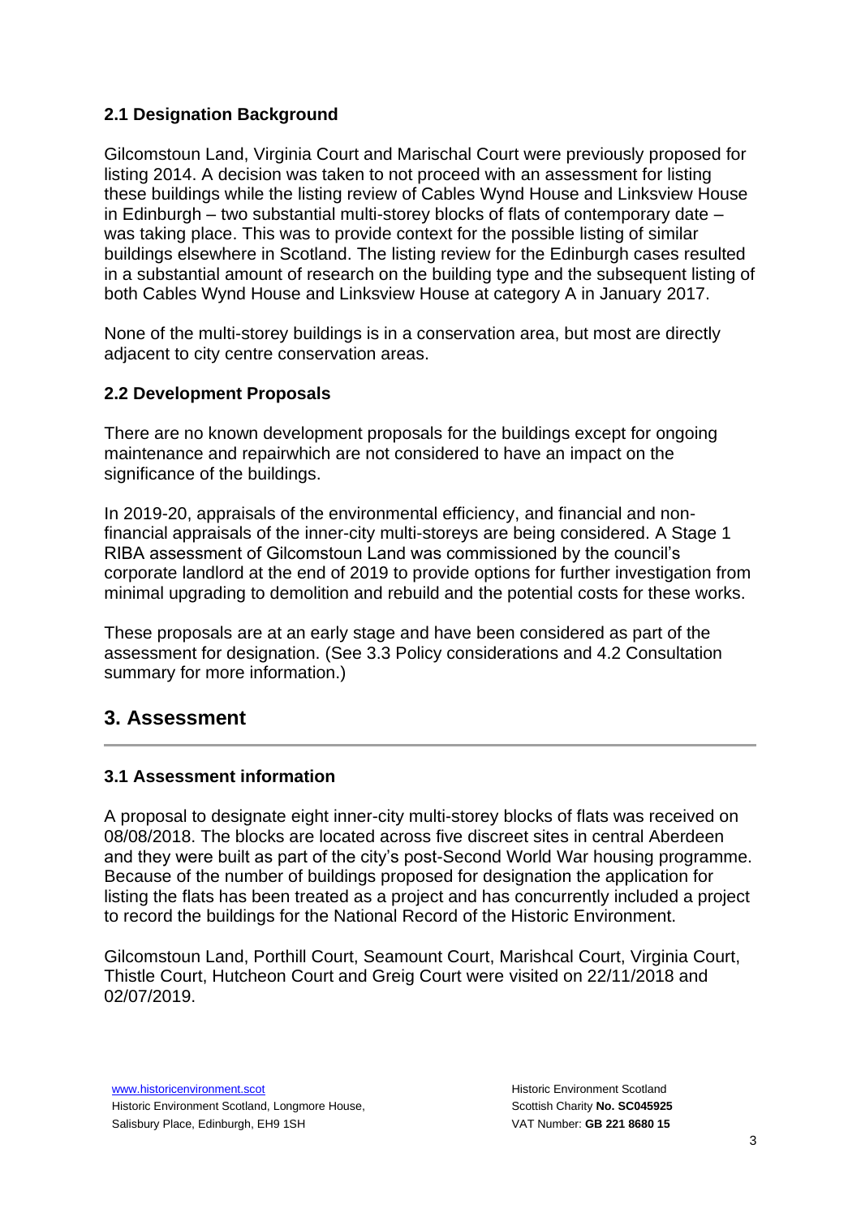### 2.1 Designation Background

Gilcomstoun Land, Virginia Court and Marischal Court were previously proposed for listing 2014. A decision was taken to not proceed with an assessment for listing these buildings while the listing review of Cables Wynd House and Linksview House in Edinburgh – two substantial multi-storey blocks of flats of contemporary date – was taking place. This was to provide context for the possible listing of similar buildings elsewhere in Scotland. The listing review for the Edinburgh cases resulted in a substantial amount of research on the building type and the subsequent listing of both Cables Wynd House and Linksview House at category A in January 2017.

None of the multi-storey buildings is in a conservation area, but most are directly adjacent to city centre conservation areas.

### 2.2 Development Proposals

There are no known development proposals for the buildings except for ongoing maintenance and repairwhich are not considered to have an impact on the significance of the buildings.

In 2019-20, appraisals of the environmental efficiency, and financial and non-financial appraisals of the inner-city multi-storeys are being considered. A Stage 1 RIBA assessment of Gilcomstoun Land was commissioned by the council's corporate landlord at the end of 2019 to provide options for further investigation from minimal upgrading to demolition and rebuild and the potential costs for these works.

These proposals are at an early stage and have been considered as part of the assessment for designation. (See 3.3 Policy considerations and 4.2 Consultation summary for more information.)

## 3. Assessment

### 3.1 Assessment information

A proposal to designate eight inner-city multi-storey blocks of flats was received on 08/08/2018. The blocks are located across five discreet sites in central Aberdeen and they were built as part of the city's post-Second World War housing programme. Because of the number of buildings proposed for designation the application for listing the flats has been treated as a project and has concurrently included a project to record the buildings for the National Record of the Historic Environment.

Gilcomstoun Land, Porthill Court, Seamount Court, Marishcal Court, Virginia Court, Thistle Court, Hutcheon Court and Greig Court were visited on 22/11/2018 and 02/07/2019.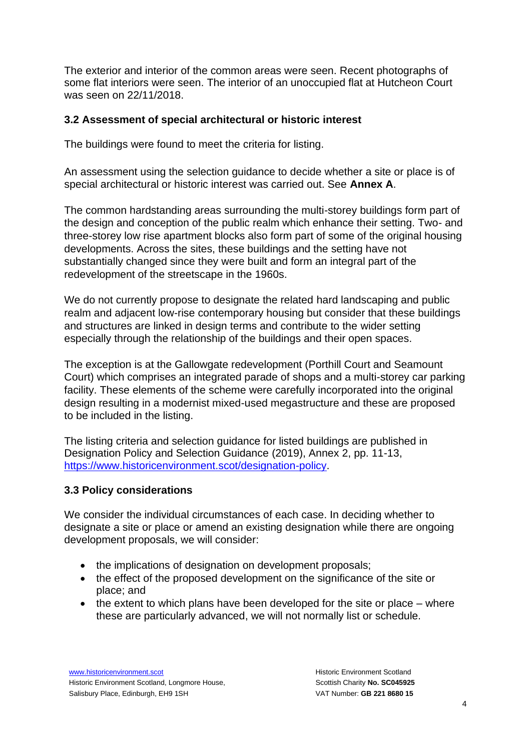The exterior and interior of the common areas were seen. Recent photographs of some flat interiors were seen. The interior of an unoccupied flat at Hutcheon Court was seen on 22/11/2018.

### 3.2 Assessment of special architectural or historic interest

The buildings were found to meet the criteria for listing.

An assessment using the selection guidance to decide whether a site or place is of special architectural or historic interest was carried out. See **Annex A**.

The common hardstanding areas surrounding the multi-storey buildings form part of the design and conception of the public realm which enhance their setting. Two- and three-storey low rise apartment blocks also form part of some of the original housing developments. Across the sites, these buildings and the setting have not substantially changed since they were built and form an integral part of the redevelopment of the streetscape in the 1960s.

We do not currently propose to designate the related hard landscaping and public realm and adjacent low-rise contemporary housing but consider that these buildings and structures are linked in design terms and contribute to the wider setting especially through the relationship of the buildings and their open spaces.

The exception is at the Gallowgate redevelopment (Porthill Court and Seamount Court) which comprises an integrated parade of shops and a multi-storey car parking facility. These elements of the scheme were carefully incorporated into the original design resulting in a modernist mixed-used megastructure and these are proposed to be included in the listing.

The listing criteria and selection guidance for listed buildings are published in Designation Policy and Selection Guidance (2019), Annex 2, pp. 11-13, https://www.historicenvironment.scot/designation-policy.

### 3.3 Policy considerations

We consider the individual circumstances of each case. In deciding whether to designate a site or place or amend an existing designation while there are ongoing development proposals, we will consider:

- the implications of designation on development proposals;
- the effect of the proposed development on the significance of the site or place; and
- the extent to which plans have been developed for the site or place – where these are particularly advanced, we will not normally list or schedule.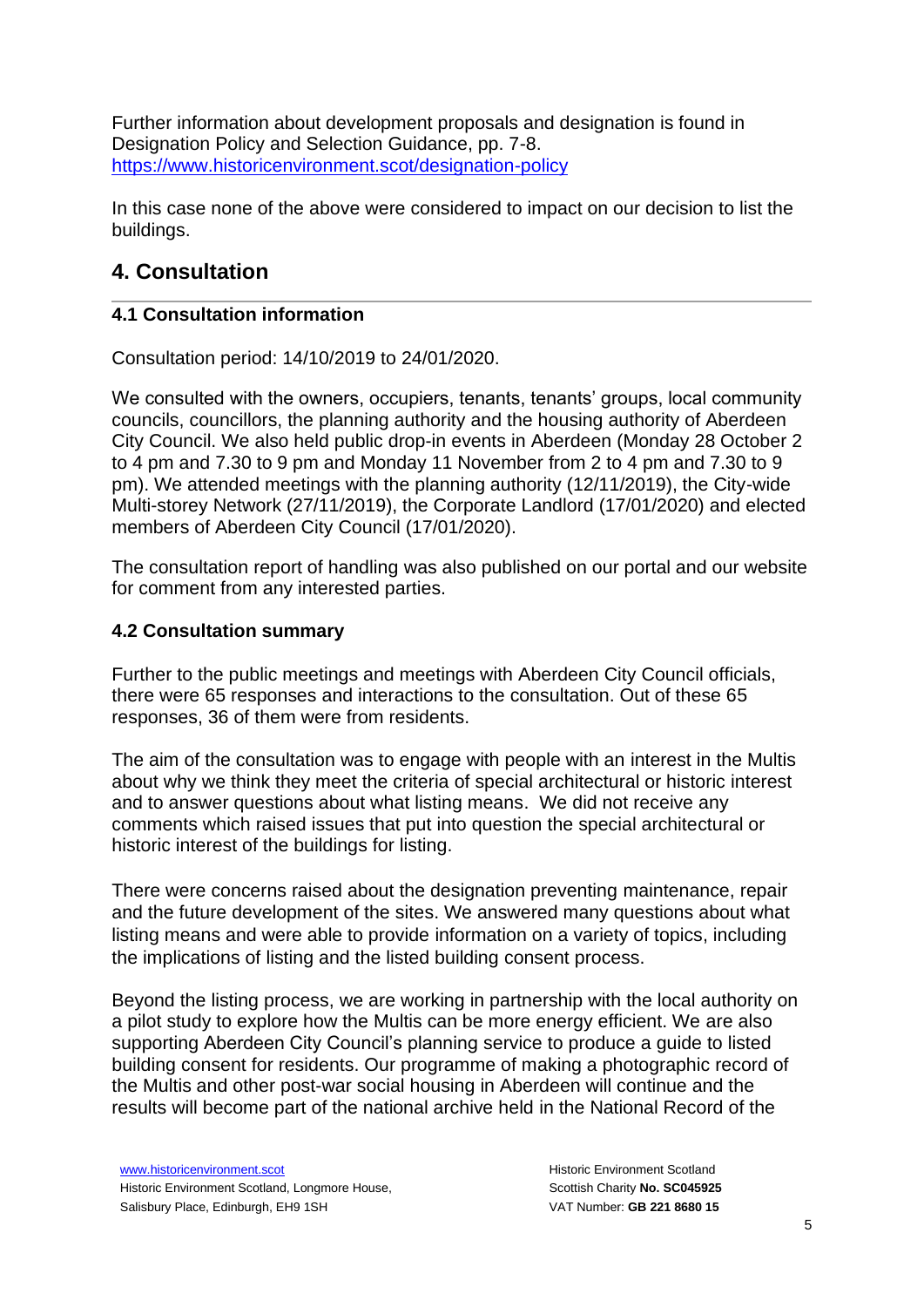Further information about development proposals and designation is found in Designation Policy and Selection Guidance, pp. 7-8. https://www.historicenvironment.scot/designation-policy

In this case none of the above were considered to impact on our decision to list the buildings.

## 4. Consultation

### 4.1 Consultation information

Consultation period: 14/10/2019 to 24/01/2020.

We consulted with the owners, occupiers, tenants, tenants' groups, local community councils, councillors, the planning authority and the housing authority of Aberdeen City Council. We also held public drop-in events in Aberdeen (Monday 28 October 2 to 4 pm and 7.30 to 9 pm and Monday 11 November from 2 to 4 pm and 7.30 to 9 pm). We attended meetings with the planning authority (12/11/2019), the City-wide Multi-storey Network (27/11/2019), the Corporate Landlord (17/01/2020) and elected members of Aberdeen City Council (17/01/2020).

The consultation report of handling was also published on our portal and our website for comment from any interested parties.

### 4.2 Consultation summary

Further to the public meetings and meetings with Aberdeen City Council officials, there were 65 responses and interactions to the consultation. Out of these 65 responses, 36 of them were from residents.

The aim of the consultation was to engage with people with an interest in the Multis about why we think they meet the criteria of special architectural or historic interest and to answer questions about what listing means. We did not receive any comments which raised issues that put into question the special architectural or historic interest of the buildings for listing.

There were concerns raised about the designation preventing maintenance, repair and the future development of the sites. We answered many questions about what listing means and were able to provide information on a variety of topics, including the implications of listing and the listed building consent process.

Beyond the listing process, we are working in partnership with the local authority on a pilot study to explore how the Multis can be more energy efficient. We are also supporting Aberdeen City Council's planning service to produce a guide to listed building consent for residents. Our programme of making a photographic record of the Multis and other post-war social housing in Aberdeen will continue and the results will become part of the national archive held in the National Record of the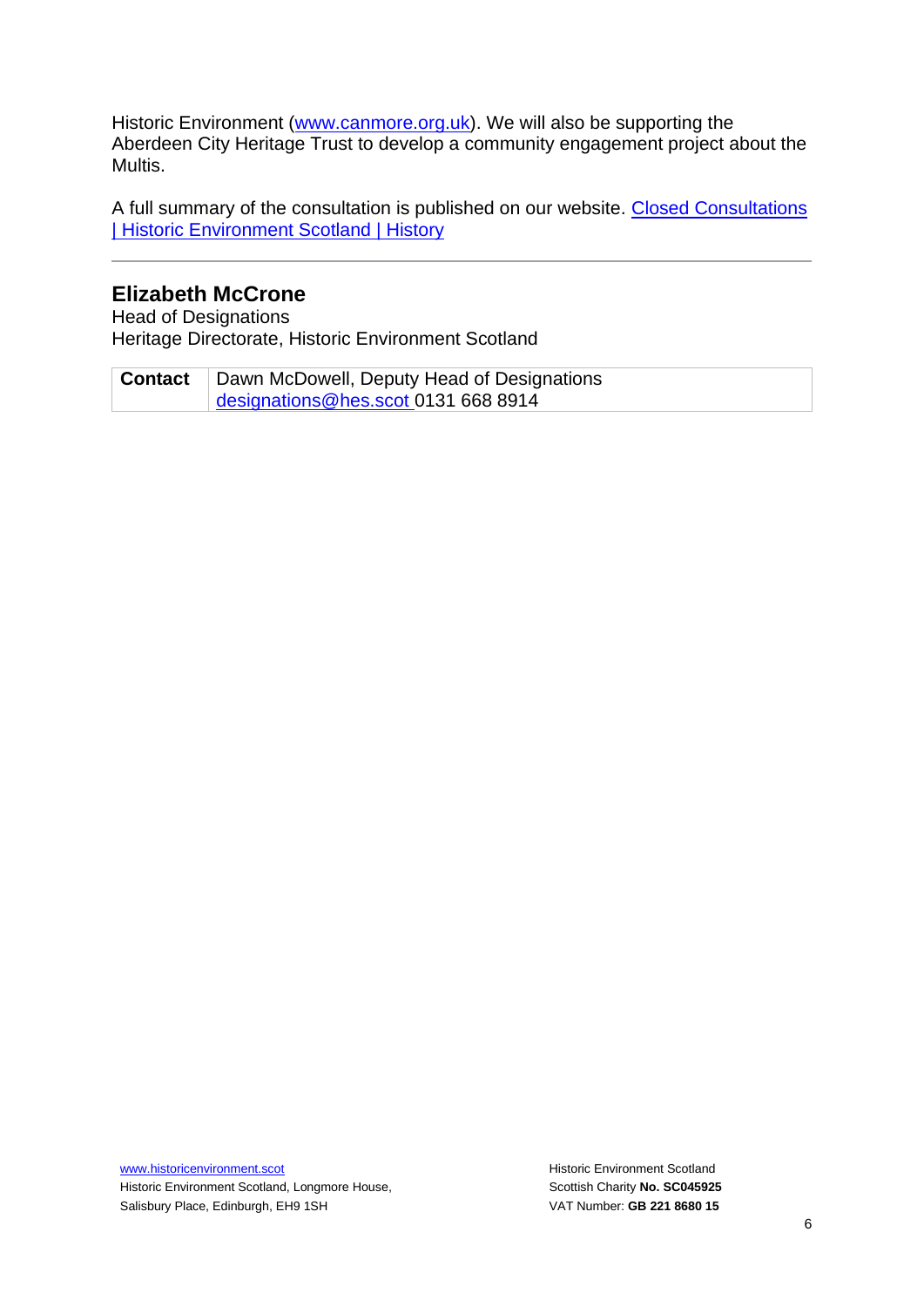Historic Environment ([www.canmore.org.uk](http://www.canmore.org.uk)). We will also be supporting the Aberdeen City Heritage Trust to develop a community engagement project about the Multis.

A full summary of the consultation is published on our website. [Closed Consultations | Historic Environment Scotland | History]()

---

## Elizabeth McCrone

Head of Designations
Heritage Directorate, Historic Environment Scotland

| **Contact** | Dawn McDowell, Deputy Head of Designations [designations@hes.scot](mailto:designations@hes.scot) 0131 668 8914 |
|---|---|

[www.historicenvironment.scot](http://www.historicenvironment.scot)
Historic Environment Scotland, Longmore House, Salisbury Place, Edinburgh, EH9 1SH

Historic Environment Scotland
Scottish Charity **No. SC045925**
VAT Number: **GB 221 8680 15**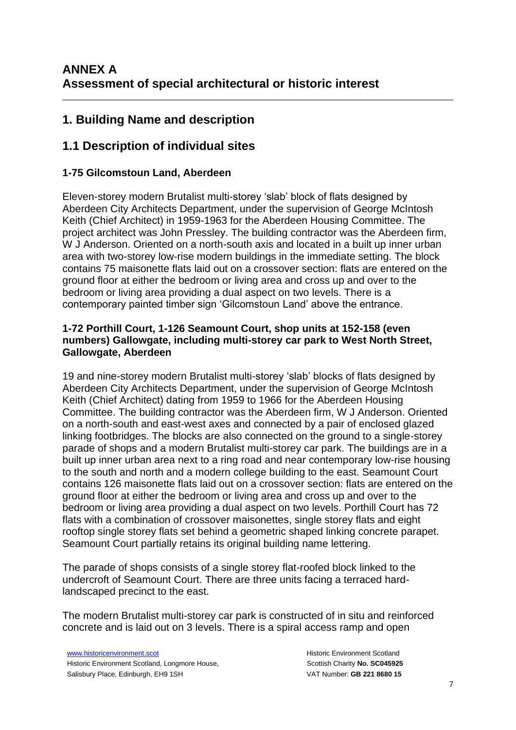# ANNEX A
# Assessment of special architectural or historic interest

## 1. Building Name and description

## 1.1 Description of individual sites

### 1-75 Gilcomstoun Land, Aberdeen

Eleven-storey modern Brutalist multi-storey 'slab' block of flats designed by Aberdeen City Architects Department, under the supervision of George McIntosh Keith (Chief Architect) in 1959-1963 for the Aberdeen Housing Committee. The project architect was John Pressley. The building contractor was the Aberdeen firm, W J Anderson. Oriented on a north-south axis and located in a built up inner urban area with two-storey low-rise modern buildings in the immediate setting. The block contains 75 maisonette flats laid out on a crossover section: flats are entered on the ground floor at either the bedroom or living area and cross up and over to the bedroom or living area providing a dual aspect on two levels. There is a contemporary painted timber sign 'Gilcomstoun Land' above the entrance.

### 1-72 Porthill Court, 1-126 Seamount Court, shop units at 152-158 (even numbers) Gallowgate, including multi-storey car park to West North Street, Gallowgate, Aberdeen

19 and nine-storey modern Brutalist multi-storey 'slab' blocks of flats designed by Aberdeen City Architects Department, under the supervision of George McIntosh Keith (Chief Architect) dating from 1959 to 1966 for the Aberdeen Housing Committee. The building contractor was the Aberdeen firm, W J Anderson. Oriented on a north-south and east-west axes and connected by a pair of enclosed glazed linking footbridges. The blocks are also connected on the ground to a single-storey parade of shops and a modern Brutalist multi-storey car park. The buildings are in a built up inner urban area next to a ring road and near contemporary low-rise housing to the south and north and a modern college building to the east. Seamount Court contains 126 maisonette flats laid out on a crossover section: flats are entered on the ground floor at either the bedroom or living area and cross up and over to the bedroom or living area providing a dual aspect on two levels. Porthill Court has 72 flats with a combination of crossover maisonettes, single storey flats and eight rooftop single storey flats set behind a geometric shaped linking concrete parapet. Seamount Court partially retains its original building name lettering.

The parade of shops consists of a single storey flat-roofed block linked to the undercroft of Seamount Court. There are three units facing a terraced hard-landscaped precinct to the east.

The modern Brutalist multi-storey car park is constructed of in situ and reinforced concrete and is laid out on 3 levels. There is a spiral access ramp and open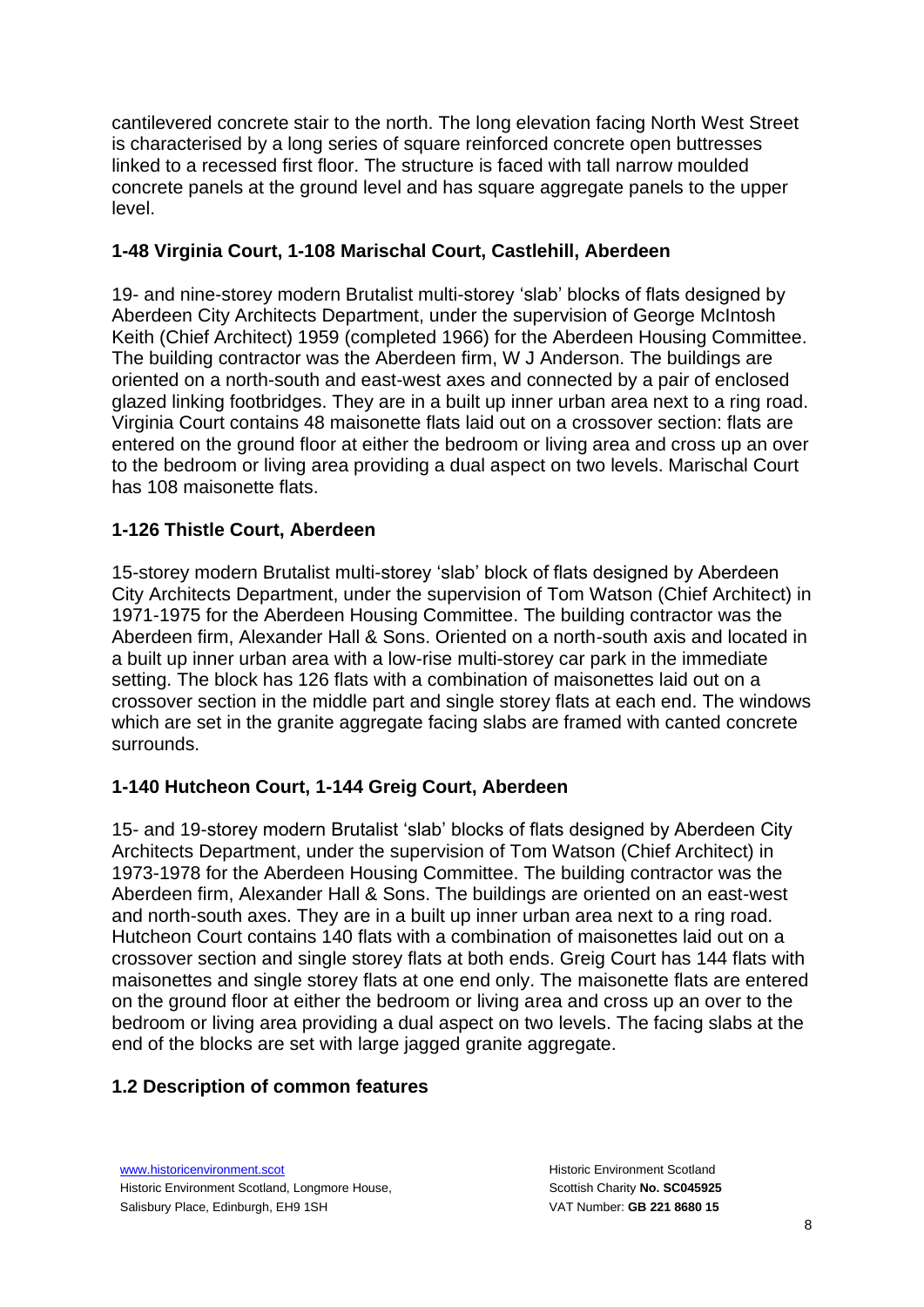cantilevered concrete stair to the north. The long elevation facing North West Street is characterised by a long series of square reinforced concrete open buttresses linked to a recessed first floor. The structure is faced with tall narrow moulded concrete panels at the ground level and has square aggregate panels to the upper level.

### 1-48 Virginia Court, 1-108 Marischal Court, Castlehill, Aberdeen

19- and nine-storey modern Brutalist multi-storey 'slab' blocks of flats designed by Aberdeen City Architects Department, under the supervision of George McIntosh Keith (Chief Architect) 1959 (completed 1966) for the Aberdeen Housing Committee. The building contractor was the Aberdeen firm, W J Anderson. The buildings are oriented on a north-south and east-west axes and connected by a pair of enclosed glazed linking footbridges. They are in a built up inner urban area next to a ring road. Virginia Court contains 48 maisonette flats laid out on a crossover section: flats are entered on the ground floor at either the bedroom or living area and cross up an over to the bedroom or living area providing a dual aspect on two levels. Marischal Court has 108 maisonette flats.

### 1-126 Thistle Court, Aberdeen

15-storey modern Brutalist multi-storey 'slab' block of flats designed by Aberdeen City Architects Department, under the supervision of Tom Watson (Chief Architect) in 1971-1975 for the Aberdeen Housing Committee. The building contractor was the Aberdeen firm, Alexander Hall & Sons. Oriented on a north-south axis and located in a built up inner urban area with a low-rise multi-storey car park in the immediate setting. The block has 126 flats with a combination of maisonettes laid out on a crossover section in the middle part and single storey flats at each end. The windows which are set in the granite aggregate facing slabs are framed with canted concrete surrounds.

### 1-140 Hutcheon Court, 1-144 Greig Court, Aberdeen

15- and 19-storey modern Brutalist 'slab' blocks of flats designed by Aberdeen City Architects Department, under the supervision of Tom Watson (Chief Architect) in 1973-1978 for the Aberdeen Housing Committee. The building contractor was the Aberdeen firm, Alexander Hall & Sons. The buildings are oriented on an east-west and north-south axes. They are in a built up inner urban area next to a ring road. Hutcheon Court contains 140 flats with a combination of maisonettes laid out on a crossover section and single storey flats at both ends. Greig Court has 144 flats with maisonettes and single storey flats at one end only. The maisonette flats are entered on the ground floor at either the bedroom or living area and cross up an over to the bedroom or living area providing a dual aspect on two levels. The facing slabs at the end of the blocks are set with large jagged granite aggregate.

## 1.2 Description of common features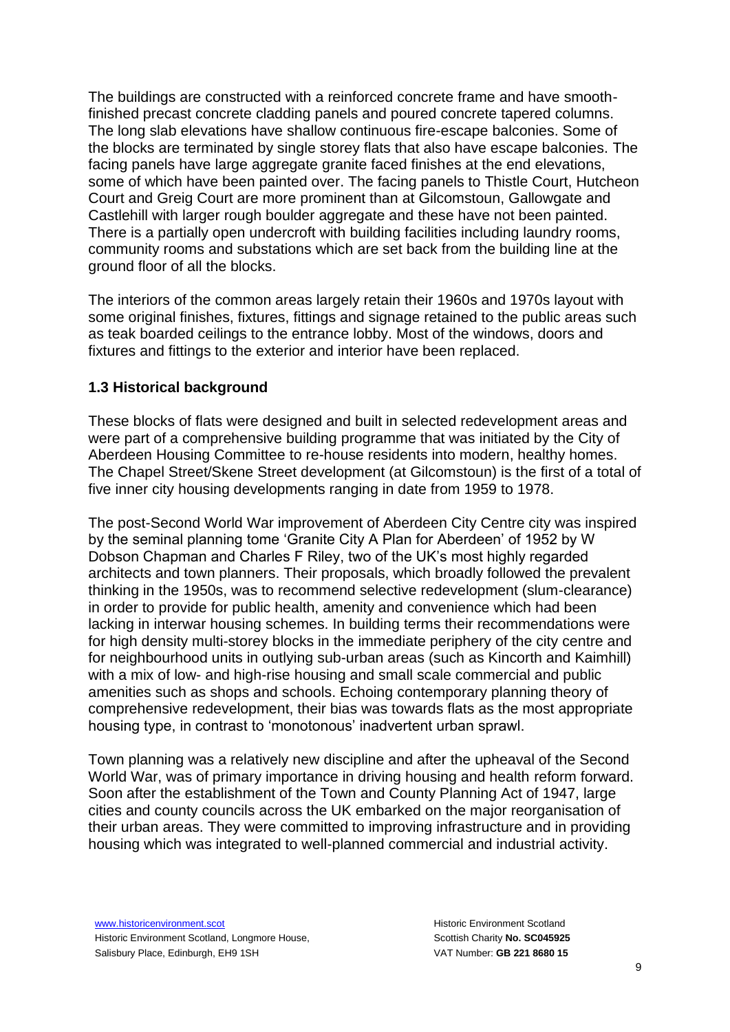The buildings are constructed with a reinforced concrete frame and have smooth-finished precast concrete cladding panels and poured concrete tapered columns. The long slab elevations have shallow continuous fire-escape balconies. Some of the blocks are terminated by single storey flats that also have escape balconies. The facing panels have large aggregate granite faced finishes at the end elevations, some of which have been painted over. The facing panels to Thistle Court, Hutcheon Court and Greig Court are more prominent than at Gilcomstoun, Gallowgate and Castlehill with larger rough boulder aggregate and these have not been painted. There is a partially open undercroft with building facilities including laundry rooms, community rooms and substations which are set back from the building line at the ground floor of all the blocks.

The interiors of the common areas largely retain their 1960s and 1970s layout with some original finishes, fixtures, fittings and signage retained to the public areas such as teak boarded ceilings to the entrance lobby. Most of the windows, doors and fixtures and fittings to the exterior and interior have been replaced.

### 1.3 Historical background

These blocks of flats were designed and built in selected redevelopment areas and were part of a comprehensive building programme that was initiated by the City of Aberdeen Housing Committee to re-house residents into modern, healthy homes. The Chapel Street/Skene Street development (at Gilcomstoun) is the first of a total of five inner city housing developments ranging in date from 1959 to 1978.

The post-Second World War improvement of Aberdeen City Centre city was inspired by the seminal planning tome 'Granite City A Plan for Aberdeen' of 1952 by W Dobson Chapman and Charles F Riley, two of the UK's most highly regarded architects and town planners. Their proposals, which broadly followed the prevalent thinking in the 1950s, was to recommend selective redevelopment (slum-clearance) in order to provide for public health, amenity and convenience which had been lacking in interwar housing schemes. In building terms their recommendations were for high density multi-storey blocks in the immediate periphery of the city centre and for neighbourhood units in outlying sub-urban areas (such as Kincorth and Kaimhill) with a mix of low- and high-rise housing and small scale commercial and public amenities such as shops and schools. Echoing contemporary planning theory of comprehensive redevelopment, their bias was towards flats as the most appropriate housing type, in contrast to 'monotonous' inadvertent urban sprawl.

Town planning was a relatively new discipline and after the upheaval of the Second World War, was of primary importance in driving housing and health reform forward. Soon after the establishment of the Town and County Planning Act of 1947, large cities and county councils across the UK embarked on the major reorganisation of their urban areas. They were committed to improving infrastructure and in providing housing which was integrated to well-planned commercial and industrial activity.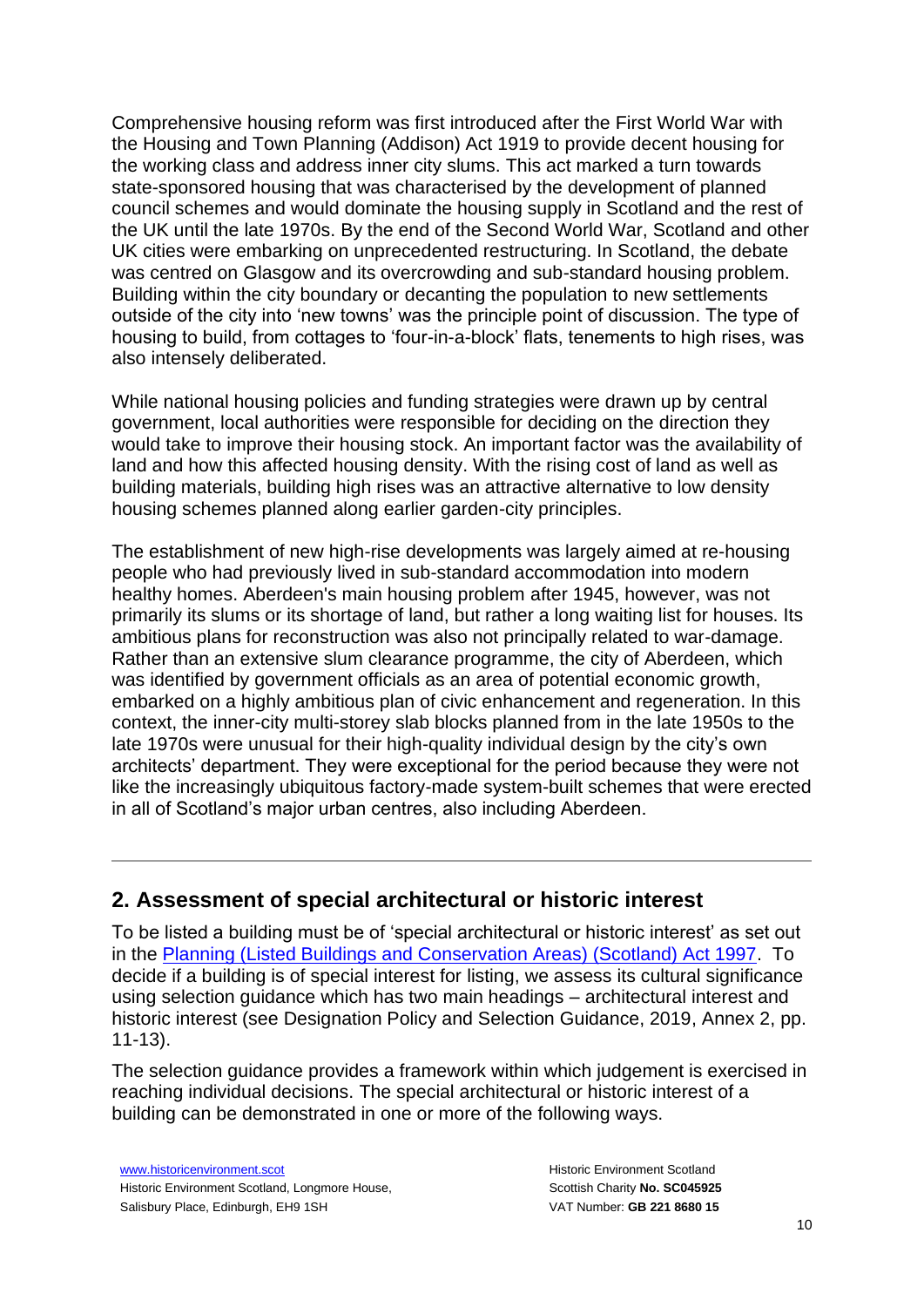Comprehensive housing reform was first introduced after the First World War with the Housing and Town Planning (Addison) Act 1919 to provide decent housing for the working class and address inner city slums. This act marked a turn towards state-sponsored housing that was characterised by the development of planned council schemes and would dominate the housing supply in Scotland and the rest of the UK until the late 1970s. By the end of the Second World War, Scotland and other UK cities were embarking on unprecedented restructuring. In Scotland, the debate was centred on Glasgow and its overcrowding and sub-standard housing problem. Building within the city boundary or decanting the population to new settlements outside of the city into 'new towns' was the principle point of discussion. The type of housing to build, from cottages to 'four-in-a-block' flats, tenements to high rises, was also intensely deliberated.

While national housing policies and funding strategies were drawn up by central government, local authorities were responsible for deciding on the direction they would take to improve their housing stock. An important factor was the availability of land and how this affected housing density. With the rising cost of land as well as building materials, building high rises was an attractive alternative to low density housing schemes planned along earlier garden-city principles.

The establishment of new high-rise developments was largely aimed at re-housing people who had previously lived in sub-standard accommodation into modern healthy homes. Aberdeen's main housing problem after 1945, however, was not primarily its slums or its shortage of land, but rather a long waiting list for houses. Its ambitious plans for reconstruction was also not principally related to war-damage. Rather than an extensive slum clearance programme, the city of Aberdeen, which was identified by government officials as an area of potential economic growth, embarked on a highly ambitious plan of civic enhancement and regeneration. In this context, the inner-city multi-storey slab blocks planned from in the late 1950s to the late 1970s were unusual for their high-quality individual design by the city's own architects' department. They were exceptional for the period because they were not like the increasingly ubiquitous factory-made system-built schemes that were erected in all of Scotland's major urban centres, also including Aberdeen.

---

## 2. Assessment of special architectural or historic interest

To be listed a building must be of 'special architectural or historic interest' as set out in the [Planning (Listed Buildings and Conservation Areas) (Scotland) Act 1997](). To decide if a building is of special interest for listing, we assess its cultural significance using selection guidance which has two main headings – architectural interest and historic interest (see Designation Policy and Selection Guidance, 2019, Annex 2, pp. 11-13).

The selection guidance provides a framework within which judgement is exercised in reaching individual decisions. The special architectural or historic interest of a building can be demonstrated in one or more of the following ways.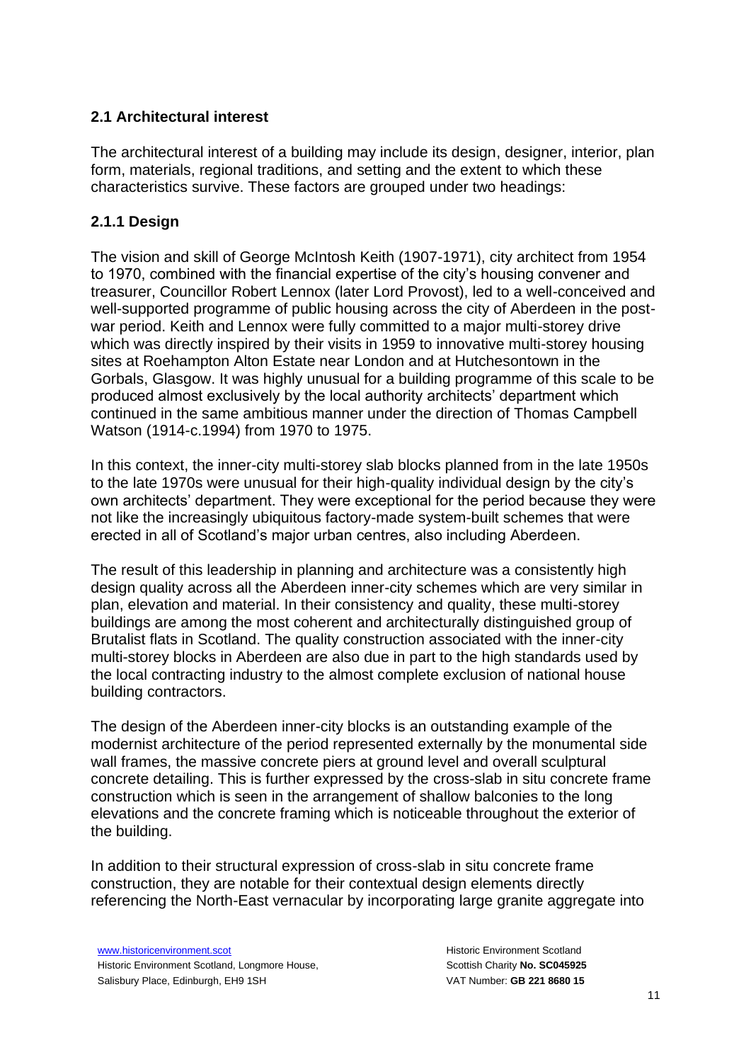## 2.1 Architectural interest

The architectural interest of a building may include its design, designer, interior, plan form, materials, regional traditions, and setting and the extent to which these characteristics survive. These factors are grouped under two headings:

### 2.1.1 Design

The vision and skill of George McIntosh Keith (1907-1971), city architect from 1954 to 1970, combined with the financial expertise of the city's housing convener and treasurer, Councillor Robert Lennox (later Lord Provost), led to a well-conceived and well-supported programme of public housing across the city of Aberdeen in the post-war period. Keith and Lennox were fully committed to a major multi-storey drive which was directly inspired by their visits in 1959 to innovative multi-storey housing sites at Roehampton Alton Estate near London and at Hutchesontown in the Gorbals, Glasgow. It was highly unusual for a building programme of this scale to be produced almost exclusively by the local authority architects' department which continued in the same ambitious manner under the direction of Thomas Campbell Watson (1914-c.1994) from 1970 to 1975.

In this context, the inner-city multi-storey slab blocks planned from in the late 1950s to the late 1970s were unusual for their high-quality individual design by the city's own architects' department. They were exceptional for the period because they were not like the increasingly ubiquitous factory-made system-built schemes that were erected in all of Scotland's major urban centres, also including Aberdeen.

The result of this leadership in planning and architecture was a consistently high design quality across all the Aberdeen inner-city schemes which are very similar in plan, elevation and material. In their consistency and quality, these multi-storey buildings are among the most coherent and architecturally distinguished group of Brutalist flats in Scotland. The quality construction associated with the inner-city multi-storey blocks in Aberdeen are also due in part to the high standards used by the local contracting industry to the almost complete exclusion of national house building contractors.

The design of the Aberdeen inner-city blocks is an outstanding example of the modernist architecture of the period represented externally by the monumental side wall frames, the massive concrete piers at ground level and overall sculptural concrete detailing. This is further expressed by the cross-slab in situ concrete frame construction which is seen in the arrangement of shallow balconies to the long elevations and the concrete framing which is noticeable throughout the exterior of the building.

In addition to their structural expression of cross-slab in situ concrete frame construction, they are notable for their contextual design elements directly referencing the North-East vernacular by incorporating large granite aggregate into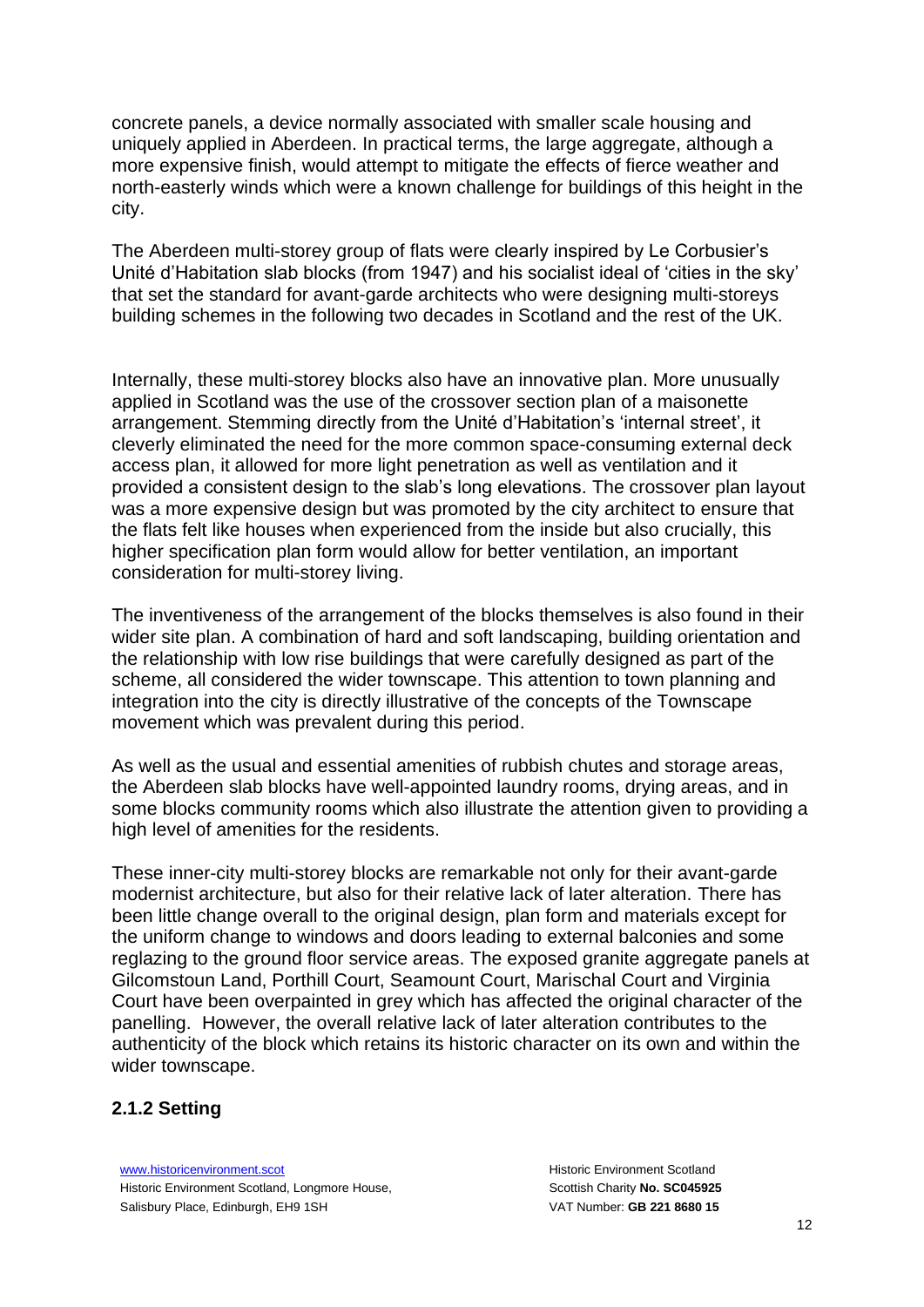concrete panels, a device normally associated with smaller scale housing and uniquely applied in Aberdeen. In practical terms, the large aggregate, although a more expensive finish, would attempt to mitigate the effects of fierce weather and north-easterly winds which were a known challenge for buildings of this height in the city.

The Aberdeen multi-storey group of flats were clearly inspired by Le Corbusier's Unité d'Habitation slab blocks (from 1947) and his socialist ideal of 'cities in the sky' that set the standard for avant-garde architects who were designing multi-storeys building schemes in the following two decades in Scotland and the rest of the UK.

Internally, these multi-storey blocks also have an innovative plan. More unusually applied in Scotland was the use of the crossover section plan of a maisonette arrangement. Stemming directly from the Unité d'Habitation's 'internal street', it cleverly eliminated the need for the more common space-consuming external deck access plan, it allowed for more light penetration as well as ventilation and it provided a consistent design to the slab's long elevations. The crossover plan layout was a more expensive design but was promoted by the city architect to ensure that the flats felt like houses when experienced from the inside but also crucially, this higher specification plan form would allow for better ventilation, an important consideration for multi-storey living.

The inventiveness of the arrangement of the blocks themselves is also found in their wider site plan. A combination of hard and soft landscaping, building orientation and the relationship with low rise buildings that were carefully designed as part of the scheme, all considered the wider townscape. This attention to town planning and integration into the city is directly illustrative of the concepts of the Townscape movement which was prevalent during this period.

As well as the usual and essential amenities of rubbish chutes and storage areas, the Aberdeen slab blocks have well-appointed laundry rooms, drying areas, and in some blocks community rooms which also illustrate the attention given to providing a high level of amenities for the residents.

These inner-city multi-storey blocks are remarkable not only for their avant-garde modernist architecture, but also for their relative lack of later alteration. There has been little change overall to the original design, plan form and materials except for the uniform change to windows and doors leading to external balconies and some reglazing to the ground floor service areas. The exposed granite aggregate panels at Gilcomstoun Land, Porthill Court, Seamount Court, Marischal Court and Virginia Court have been overpainted in grey which has affected the original character of the panelling. However, the overall relative lack of later alteration contributes to the authenticity of the block which retains its historic character on its own and within the wider townscape.

### 2.1.2 Setting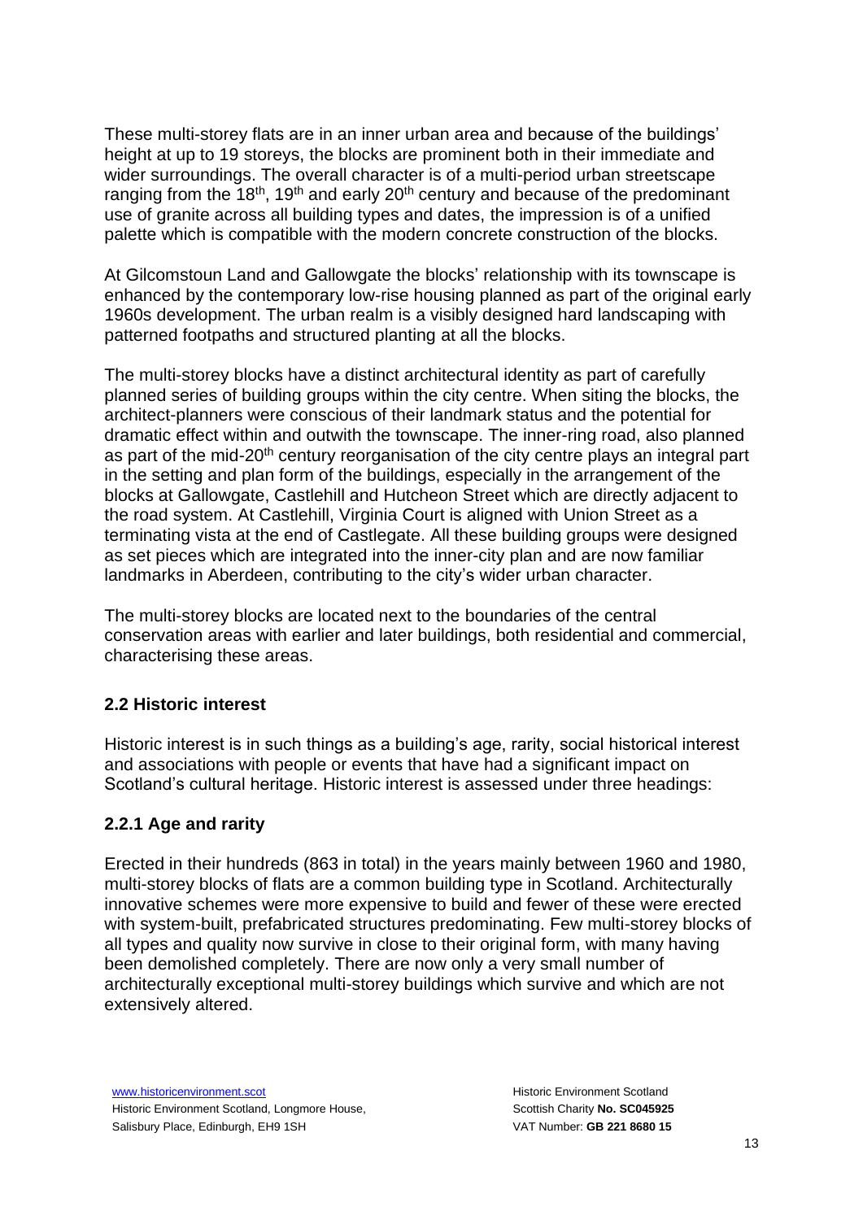These multi-storey flats are in an inner urban area and because of the buildings' height at up to 19 storeys, the blocks are prominent both in their immediate and wider surroundings. The overall character is of a multi-period urban streetscape ranging from the 18th, 19th and early 20th century and because of the predominant use of granite across all building types and dates, the impression is of a unified palette which is compatible with the modern concrete construction of the blocks.

At Gilcomstoun Land and Gallowgate the blocks' relationship with its townscape is enhanced by the contemporary low-rise housing planned as part of the original early 1960s development. The urban realm is a visibly designed hard landscaping with patterned footpaths and structured planting at all the blocks.

The multi-storey blocks have a distinct architectural identity as part of carefully planned series of building groups within the city centre. When siting the blocks, the architect-planners were conscious of their landmark status and the potential for dramatic effect within and outwith the townscape. The inner-ring road, also planned as part of the mid-20th century reorganisation of the city centre plays an integral part in the setting and plan form of the buildings, especially in the arrangement of the blocks at Gallowgate, Castlehill and Hutcheon Street which are directly adjacent to the road system. At Castlehill, Virginia Court is aligned with Union Street as a terminating vista at the end of Castlegate. All these building groups were designed as set pieces which are integrated into the inner-city plan and are now familiar landmarks in Aberdeen, contributing to the city's wider urban character.

The multi-storey blocks are located next to the boundaries of the central conservation areas with earlier and later buildings, both residential and commercial, characterising these areas.

### 2.2 Historic interest

Historic interest is in such things as a building's age, rarity, social historical interest and associations with people or events that have had a significant impact on Scotland's cultural heritage. Historic interest is assessed under three headings:

#### 2.2.1 Age and rarity

Erected in their hundreds (863 in total) in the years mainly between 1960 and 1980, multi-storey blocks of flats are a common building type in Scotland. Architecturally innovative schemes were more expensive to build and fewer of these were erected with system-built, prefabricated structures predominating. Few multi-storey blocks of all types and quality now survive in close to their original form, with many having been demolished completely. There are now only a very small number of architecturally exceptional multi-storey buildings which survive and which are not extensively altered.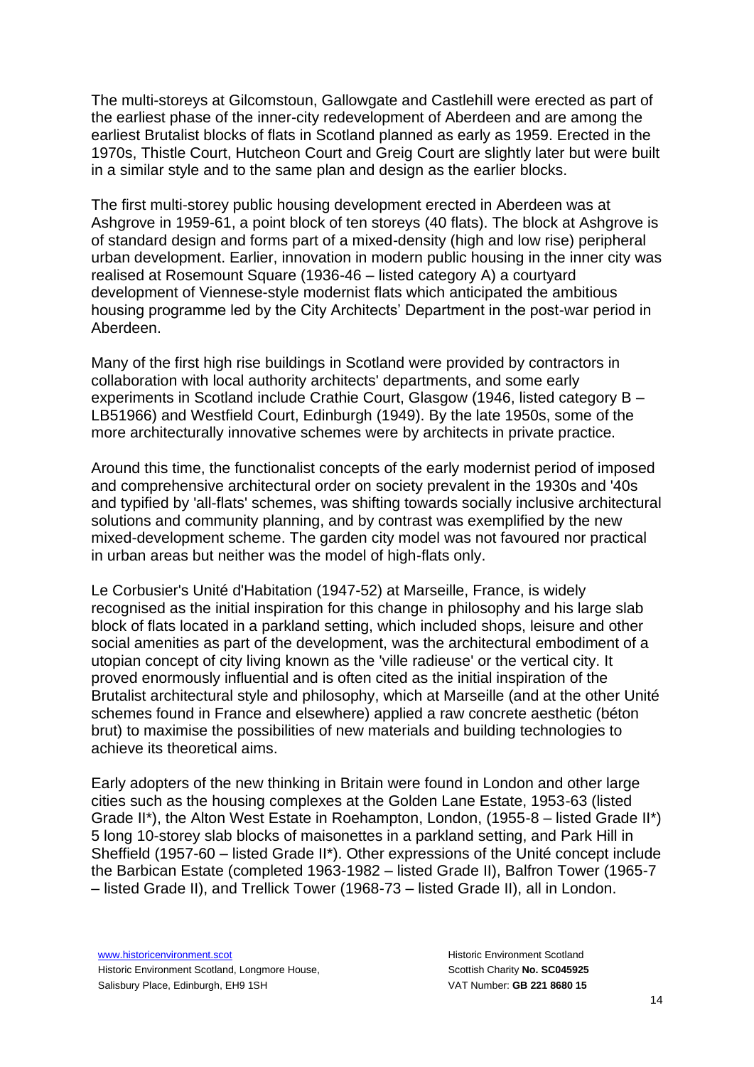The multi-storeys at Gilcomstoun, Gallowgate and Castlehill were erected as part of the earliest phase of the inner-city redevelopment of Aberdeen and are among the earliest Brutalist blocks of flats in Scotland planned as early as 1959. Erected in the 1970s, Thistle Court, Hutcheon Court and Greig Court are slightly later but were built in a similar style and to the same plan and design as the earlier blocks.

The first multi-storey public housing development erected in Aberdeen was at Ashgrove in 1959-61, a point block of ten storeys (40 flats). The block at Ashgrove is of standard design and forms part of a mixed-density (high and low rise) peripheral urban development. Earlier, innovation in modern public housing in the inner city was realised at Rosemount Square (1936-46 – listed category A) a courtyard development of Viennese-style modernist flats which anticipated the ambitious housing programme led by the City Architects' Department in the post-war period in Aberdeen.

Many of the first high rise buildings in Scotland were provided by contractors in collaboration with local authority architects' departments, and some early experiments in Scotland include Crathie Court, Glasgow (1946, listed category B – LB51966) and Westfield Court, Edinburgh (1949). By the late 1950s, some of the more architecturally innovative schemes were by architects in private practice.

Around this time, the functionalist concepts of the early modernist period of imposed and comprehensive architectural order on society prevalent in the 1930s and '40s and typified by 'all-flats' schemes, was shifting towards socially inclusive architectural solutions and community planning, and by contrast was exemplified by the new mixed-development scheme. The garden city model was not favoured nor practical in urban areas but neither was the model of high-flats only.

Le Corbusier's Unité d'Habitation (1947-52) at Marseille, France, is widely recognised as the initial inspiration for this change in philosophy and his large slab block of flats located in a parkland setting, which included shops, leisure and other social amenities as part of the development, was the architectural embodiment of a utopian concept of city living known as the 'ville radieuse' or the vertical city. It proved enormously influential and is often cited as the initial inspiration of the Brutalist architectural style and philosophy, which at Marseille (and at the other Unité schemes found in France and elsewhere) applied a raw concrete aesthetic (béton brut) to maximise the possibilities of new materials and building technologies to achieve its theoretical aims.

Early adopters of the new thinking in Britain were found in London and other large cities such as the housing complexes at the Golden Lane Estate, 1953-63 (listed Grade II*), the Alton West Estate in Roehampton, London, (1955-8 – listed Grade II*) 5 long 10-storey slab blocks of maisonettes in a parkland setting, and Park Hill in Sheffield (1957-60 – listed Grade II*). Other expressions of the Unité concept include the Barbican Estate (completed 1963-1982 – listed Grade II), Balfron Tower (1965-7 – listed Grade II), and Trellick Tower (1968-73 – listed Grade II), all in London.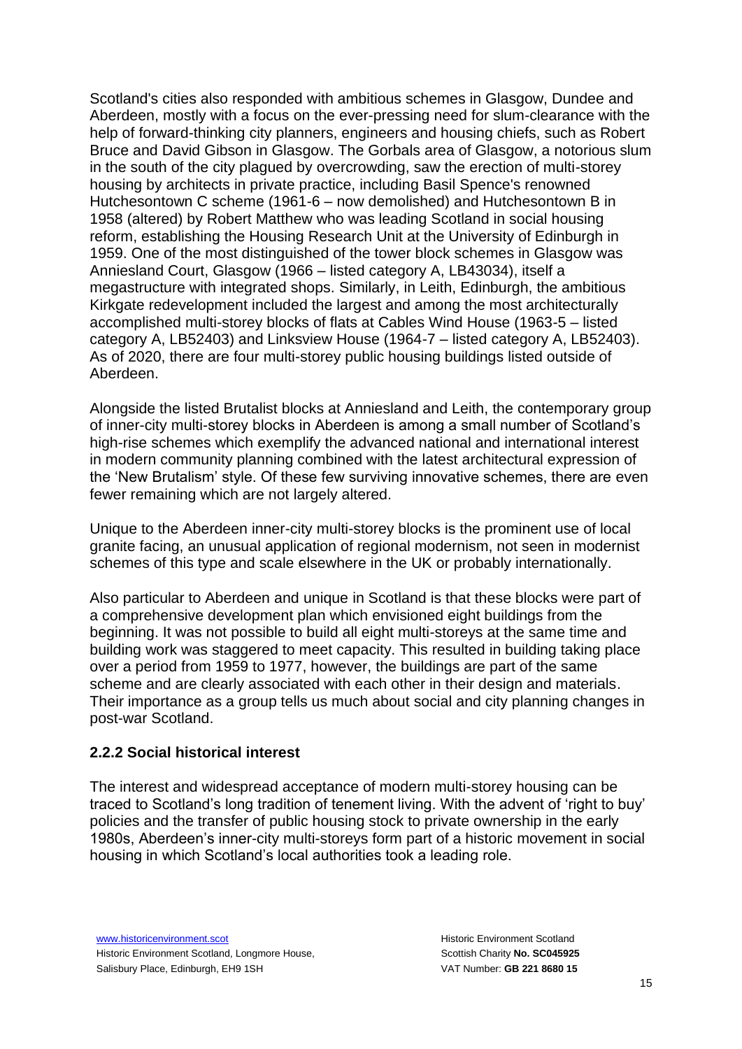Scotland's cities also responded with ambitious schemes in Glasgow, Dundee and Aberdeen, mostly with a focus on the ever-pressing need for slum-clearance with the help of forward-thinking city planners, engineers and housing chiefs, such as Robert Bruce and David Gibson in Glasgow. The Gorbals area of Glasgow, a notorious slum in the south of the city plagued by overcrowding, saw the erection of multi-storey housing by architects in private practice, including Basil Spence's renowned Hutchesontown C scheme (1961-6 – now demolished) and Hutchesontown B in 1958 (altered) by Robert Matthew who was leading Scotland in social housing reform, establishing the Housing Research Unit at the University of Edinburgh in 1959. One of the most distinguished of the tower block schemes in Glasgow was Anniesland Court, Glasgow (1966 – listed category A, LB43034), itself a megastructure with integrated shops. Similarly, in Leith, Edinburgh, the ambitious Kirkgate redevelopment included the largest and among the most architecturally accomplished multi-storey blocks of flats at Cables Wind House (1963-5 – listed category A, LB52403) and Linksview House (1964-7 – listed category A, LB52403). As of 2020, there are four multi-storey public housing buildings listed outside of Aberdeen.

Alongside the listed Brutalist blocks at Anniesland and Leith, the contemporary group of inner-city multi-storey blocks in Aberdeen is among a small number of Scotland's high-rise schemes which exemplify the advanced national and international interest in modern community planning combined with the latest architectural expression of the 'New Brutalism' style. Of these few surviving innovative schemes, there are even fewer remaining which are not largely altered.

Unique to the Aberdeen inner-city multi-storey blocks is the prominent use of local granite facing, an unusual application of regional modernism, not seen in modernist schemes of this type and scale elsewhere in the UK or probably internationally.

Also particular to Aberdeen and unique in Scotland is that these blocks were part of a comprehensive development plan which envisioned eight buildings from the beginning. It was not possible to build all eight multi-storeys at the same time and building work was staggered to meet capacity. This resulted in building taking place over a period from 1959 to 1977, however, the buildings are part of the same scheme and are clearly associated with each other in their design and materials. Their importance as a group tells us much about social and city planning changes in post-war Scotland.

### 2.2.2 Social historical interest

The interest and widespread acceptance of modern multi-storey housing can be traced to Scotland's long tradition of tenement living. With the advent of 'right to buy' policies and the transfer of public housing stock to private ownership in the early 1980s, Aberdeen's inner-city multi-storeys form part of a historic movement in social housing in which Scotland's local authorities took a leading role.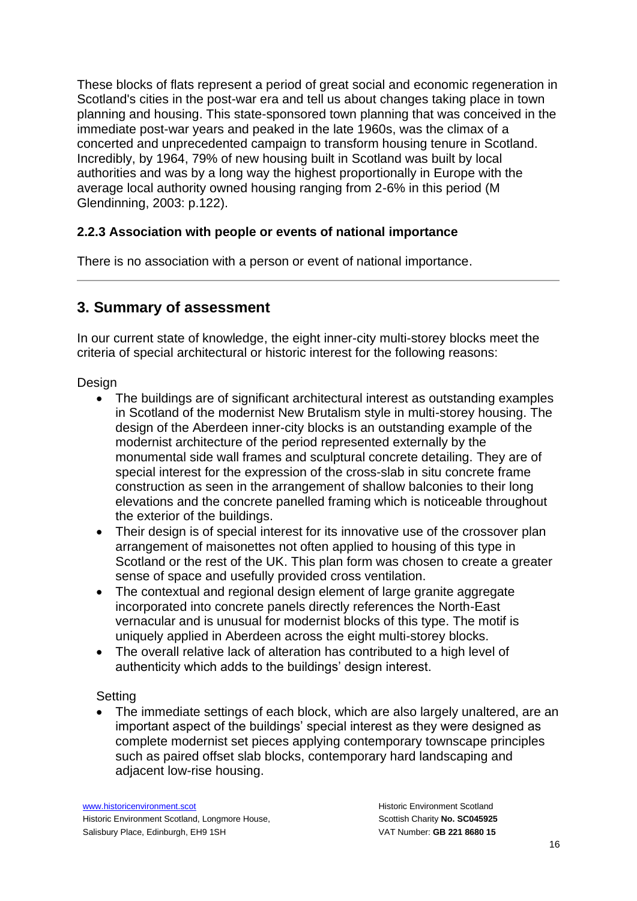These blocks of flats represent a period of great social and economic regeneration in Scotland's cities in the post-war era and tell us about changes taking place in town planning and housing. This state-sponsored town planning that was conceived in the immediate post-war years and peaked in the late 1960s, was the climax of a concerted and unprecedented campaign to transform housing tenure in Scotland. Incredibly, by 1964, 79% of new housing built in Scotland was built by local authorities and was by a long way the highest proportionally in Europe with the average local authority owned housing ranging from 2-6% in this period (M Glendinning, 2003: p.122).

### 2.2.3 Association with people or events of national importance

There is no association with a person or event of national importance.

---

## 3. Summary of assessment

In our current state of knowledge, the eight inner-city multi-storey blocks meet the criteria of special architectural or historic interest for the following reasons:

Design

- The buildings are of significant architectural interest as outstanding examples in Scotland of the modernist New Brutalism style in multi-storey housing. The design of the Aberdeen inner-city blocks is an outstanding example of the modernist architecture of the period represented externally by the monumental side wall frames and sculptural concrete detailing. They are of special interest for the expression of the cross-slab in situ concrete frame construction as seen in the arrangement of shallow balconies to their long elevations and the concrete panelled framing which is noticeable throughout the exterior of the buildings.
- Their design is of special interest for its innovative use of the crossover plan arrangement of maisonettes not often applied to housing of this type in Scotland or the rest of the UK. This plan form was chosen to create a greater sense of space and usefully provided cross ventilation.
- The contextual and regional design element of large granite aggregate incorporated into concrete panels directly references the North-East vernacular and is unusual for modernist blocks of this type. The motif is uniquely applied in Aberdeen across the eight multi-storey blocks.
- The overall relative lack of alteration has contributed to a high level of authenticity which adds to the buildings' design interest.

Setting

- The immediate settings of each block, which are also largely unaltered, are an important aspect of the buildings' special interest as they were designed as complete modernist set pieces applying contemporary townscape principles such as paired offset slab blocks, contemporary hard landscaping and adjacent low-rise housing.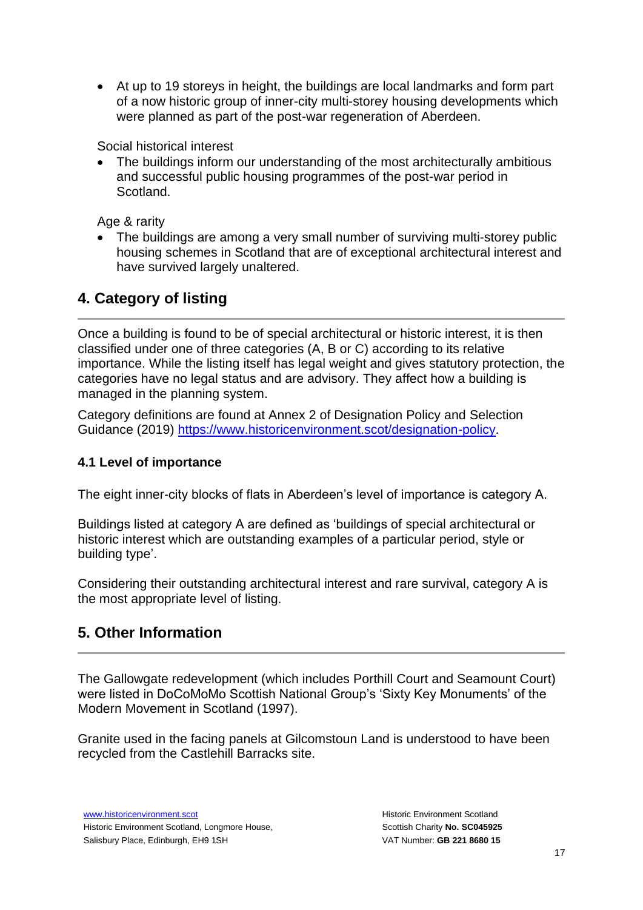- At up to 19 storeys in height, the buildings are local landmarks and form part of a now historic group of inner-city multi-storey housing developments which were planned as part of the post-war regeneration of Aberdeen.

Social historical interest

- The buildings inform our understanding of the most architecturally ambitious and successful public housing programmes of the post-war period in Scotland.

Age & rarity

- The buildings are among a very small number of surviving multi-storey public housing schemes in Scotland that are of exceptional architectural interest and have survived largely unaltered.

## 4. Category of listing

Once a building is found to be of special architectural or historic interest, it is then classified under one of three categories (A, B or C) according to its relative importance. While the listing itself has legal weight and gives statutory protection, the categories have no legal status and are advisory. They affect how a building is managed in the planning system.

Category definitions are found at Annex 2 of Designation Policy and Selection Guidance (2019) https://www.historicenvironment.scot/designation-policy.

### 4.1 Level of importance

The eight inner-city blocks of flats in Aberdeen's level of importance is category A.

Buildings listed at category A are defined as 'buildings of special architectural or historic interest which are outstanding examples of a particular period, style or building type'.

Considering their outstanding architectural interest and rare survival, category A is the most appropriate level of listing.

## 5. Other Information

The Gallowgate redevelopment (which includes Porthill Court and Seamount Court) were listed in DoCoMoMo Scottish National Group's 'Sixty Key Monuments' of the Modern Movement in Scotland (1997).

Granite used in the facing panels at Gilcomstoun Land is understood to have been recycled from the Castlehill Barracks site.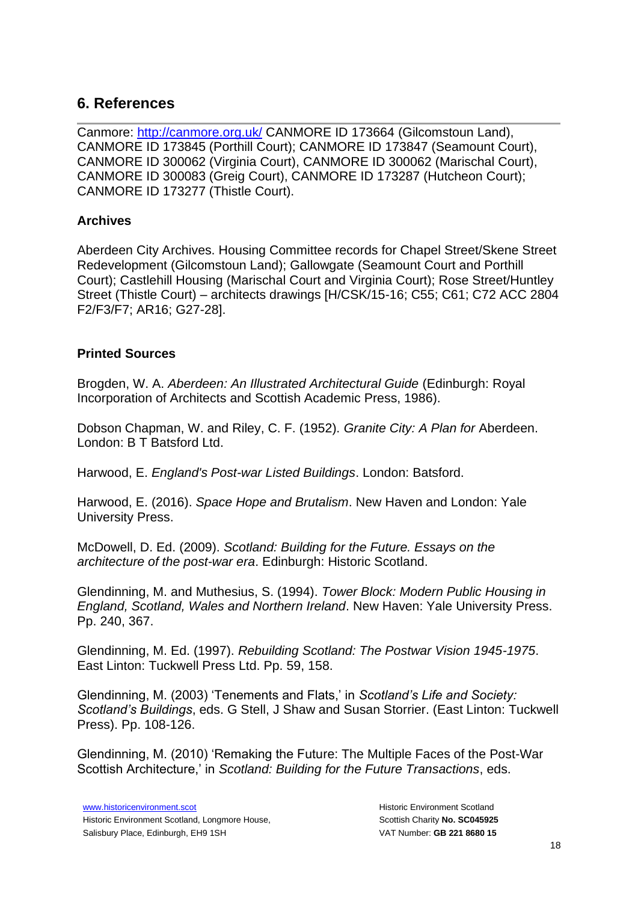## 6. References

Canmore: http://canmore.org.uk/ CANMORE ID 173664 (Gilcomstoun Land), CANMORE ID 173845 (Porthill Court); CANMORE ID 173847 (Seamount Court), CANMORE ID 300062 (Virginia Court), CANMORE ID 300062 (Marischal Court), CANMORE ID 300083 (Greig Court), CANMORE ID 173287 (Hutcheon Court); CANMORE ID 173277 (Thistle Court).

### Archives

Aberdeen City Archives. Housing Committee records for Chapel Street/Skene Street Redevelopment (Gilcomstoun Land); Gallowgate (Seamount Court and Porthill Court); Castlehill Housing (Marischal Court and Virginia Court); Rose Street/Huntley Street (Thistle Court) – architects drawings [H/CSK/15-16; C55; C61; C72 ACC 2804 F2/F3/F7; AR16; G27-28].

### Printed Sources

Brogden, W. A. *Aberdeen: An Illustrated Architectural Guide* (Edinburgh: Royal Incorporation of Architects and Scottish Academic Press, 1986).

Dobson Chapman, W. and Riley, C. F. (1952). *Granite City: A Plan for* Aberdeen. London: B T Batsford Ltd.

Harwood, E. *England's Post-war Listed Buildings*. London: Batsford.

Harwood, E. (2016). *Space Hope and Brutalism*. New Haven and London: Yale University Press.

McDowell, D. Ed. (2009). *Scotland: Building for the Future. Essays on the architecture of the post-war era*. Edinburgh: Historic Scotland.

Glendinning, M. and Muthesius, S. (1994). *Tower Block: Modern Public Housing in England, Scotland, Wales and Northern Ireland*. New Haven: Yale University Press. Pp. 240, 367.

Glendinning, M. Ed. (1997). *Rebuilding Scotland: The Postwar Vision 1945-1975*. East Linton: Tuckwell Press Ltd. Pp. 59, 158.

Glendinning, M. (2003) 'Tenements and Flats,' in *Scotland's Life and Society: Scotland's Buildings*, eds. G Stell, J Shaw and Susan Storrier. (East Linton: Tuckwell Press). Pp. 108-126.

Glendinning, M. (2010) 'Remaking the Future: The Multiple Faces of the Post-War Scottish Architecture,' in *Scotland: Building for the Future Transactions*, eds.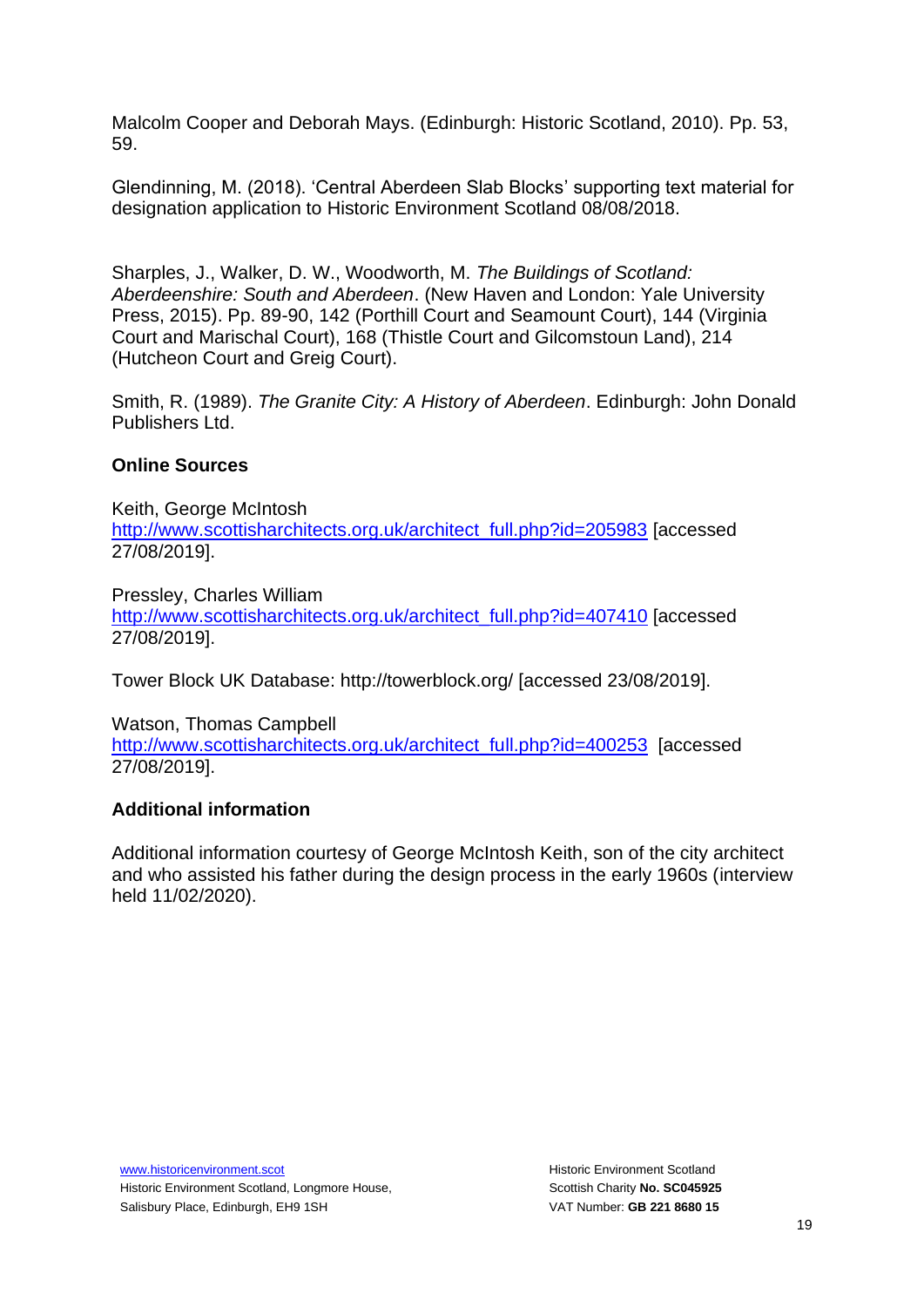Malcolm Cooper and Deborah Mays. (Edinburgh: Historic Scotland, 2010). Pp. 53, 59.

Glendinning, M. (2018). 'Central Aberdeen Slab Blocks' supporting text material for designation application to Historic Environment Scotland 08/08/2018.

Sharples, J., Walker, D. W., Woodworth, M. *The Buildings of Scotland: Aberdeenshire: South and Aberdeen*. (New Haven and London: Yale University Press, 2015). Pp. 89-90, 142 (Porthill Court and Seamount Court), 144 (Virginia Court and Marischal Court), 168 (Thistle Court and Gilcomstoun Land), 214 (Hutcheon Court and Greig Court).

Smith, R. (1989). *The Granite City: A History of Aberdeen*. Edinburgh: John Donald Publishers Ltd.

**Online Sources**

Keith, George McIntosh
http://www.scottisharchitects.org.uk/architect_full.php?id=205983 [accessed 27/08/2019].

Pressley, Charles William
http://www.scottisharchitects.org.uk/architect_full.php?id=407410 [accessed 27/08/2019].

Tower Block UK Database: http://towerblock.org/ [accessed 23/08/2019].

Watson, Thomas Campbell
http://www.scottisharchitects.org.uk/architect_full.php?id=400253 [accessed 27/08/2019].

**Additional information**

Additional information courtesy of George McIntosh Keith, son of the city architect and who assisted his father during the design process in the early 1960s (interview held 11/02/2020).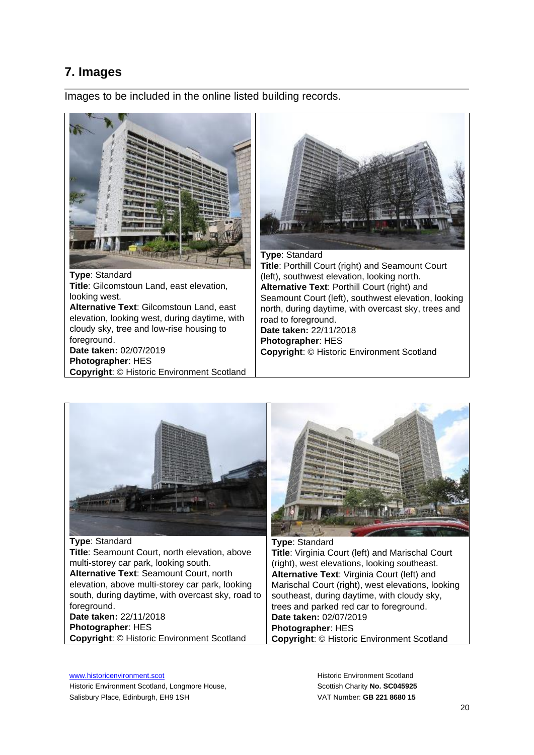## 7. Images

Images to be included in the online listed building records.

**Type**: Standard
**Title**: Gilcomstoun Land, east elevation, looking west.
**Alternative Text**: Gilcomstoun Land, east elevation, looking west, during daytime, with cloudy sky, tree and low-rise housing to foreground.
**Date taken:** 02/07/2019
**Photographer**: HES
**Copyright**: © Historic Environment Scotland

**Type**: Standard
**Title**: Porthill Court (right) and Seamount Court (left), southwest elevation, looking north.
**Alternative Text**: Porthill Court (right) and Seamount Court (left), southwest elevation, looking north, during daytime, with overcast sky, trees and road to foreground.
**Date taken:** 22/11/2018
**Photographer**: HES
**Copyright**: © Historic Environment Scotland

**Type**: Standard
**Title**: Seamount Court, north elevation, above multi-storey car park, looking south.
**Alternative Text**: Seamount Court, north elevation, above multi-storey car park, looking south, during daytime, with overcast sky, road to foreground.
**Date taken:** 22/11/2018
**Photographer**: HES
**Copyright**: © Historic Environment Scotland

**Type**: Standard
**Title**: Virginia Court (left) and Marischal Court (right), west elevations, looking southeast.
**Alternative Text**: Virginia Court (left) and Marischal Court (right), west elevations, looking southeast, during daytime, with cloudy sky, trees and parked red car to foreground.
**Date taken:** 02/07/2019
**Photographer**: HES
**Copyright**: © Historic Environment Scotland

www.historicenvironment.scot
Historic Environment Scotland, Longmore House, Salisbury Place, Edinburgh, EH9 1SH

Historic Environment Scotland
Scottish Charity **No. SC045925**
VAT Number: **GB 221 8680 15**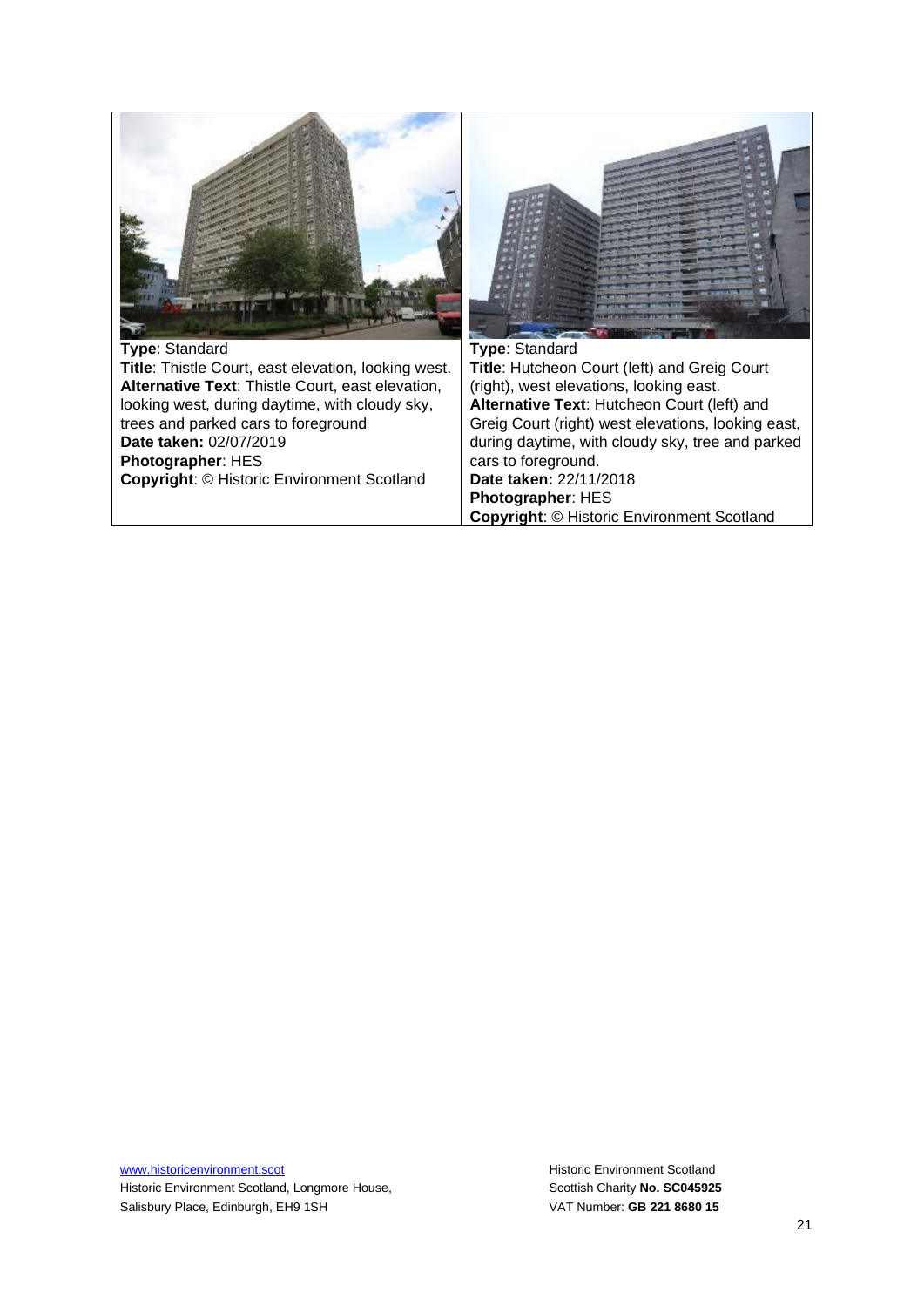| | |
|---|---|
| **Type**: Standard<br>**Title**: Thistle Court, east elevation, looking west.<br>**Alternative Text**: Thistle Court, east elevation, looking west, during daytime, with cloudy sky, trees and parked cars to foreground<br>**Date taken:** 02/07/2019<br>**Photographer**: HES<br>**Copyright**: © Historic Environment Scotland | **Type**: Standard<br>**Title**: Hutcheon Court (left) and Greig Court (right), west elevations, looking east.<br>**Alternative Text**: Hutcheon Court (left) and Greig Court (right) west elevations, looking east, during daytime, with cloudy sky, tree and parked cars to foreground.<br>**Date taken:** 22/11/2018<br>**Photographer**: HES<br>**Copyright**: © Historic Environment Scotland |

www.historicenvironment.scot
Historic Environment Scotland, Longmore House,
Salisbury Place, Edinburgh, EH9 1SH

Historic Environment Scotland
Scottish Charity **No. SC045925**
VAT Number: **GB 221 8680 15**